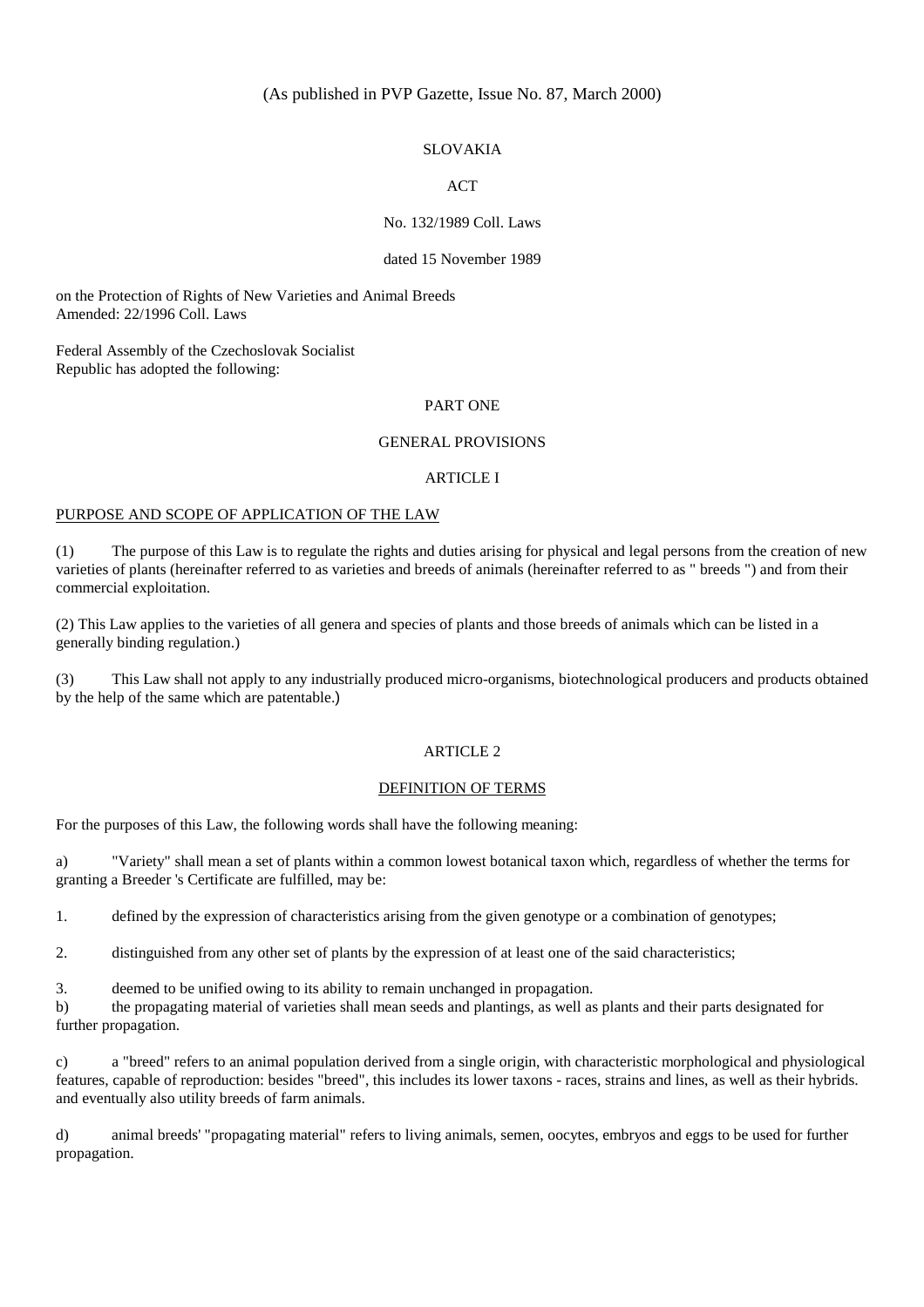(As published in PVP Gazette, Issue No. 87, March 2000)

SLOVAKIA

ACT

No. 132/1989 Coll. Laws

dated 15 November 1989

on the Protection of Rights of New Varieties and Animal Breeds
Amended: 22/1996 Coll. Laws

Federal Assembly of the Czechoslovak Socialist
Republic has adopted the following:

## PART ONE

## GENERAL PROVISIONS

### ARTICLE I

PURPOSE AND SCOPE OF APPLICATION OF THE LAW

(1) The purpose of this Law is to regulate the rights and duties arising for physical and legal persons from the creation of new varieties of plants (hereinafter referred to as varieties and breeds of animals (hereinafter referred to as " breeds ") and from their commercial exploitation.

(2) This Law applies to the varieties of all genera and species of plants and those breeds of animals which can be listed in a generally binding regulation.)

(3) This Law shall not apply to any industrially produced micro-organisms, biotechnological producers and products obtained by the help of the same which are patentable.)

### ARTICLE 2

DEFINITION OF TERMS

For the purposes of this Law, the following words shall have the following meaning:

a) "Variety" shall mean a set of plants within a common lowest botanical taxon which, regardless of whether the terms for granting a Breeder 's Certificate are fulfilled, may be:

1. defined by the expression of characteristics arising from the given genotype or a combination of genotypes;

2. distinguished from any other set of plants by the expression of at least one of the said characteristics;

3. deemed to be unified owing to its ability to remain unchanged in propagation.

b) the propagating material of varieties shall mean seeds and plantings, as well as plants and their parts designated for further propagation.

c) a "breed" refers to an animal population derived from a single origin, with characteristic morphological and physiological features, capable of reproduction: besides "breed", this includes its lower taxons - races, strains and lines, as well as their hybrids. and eventually also utility breeds of farm animals.

d) animal breeds' "propagating material" refers to living animals, semen, oocytes, embryos and eggs to be used for further propagation.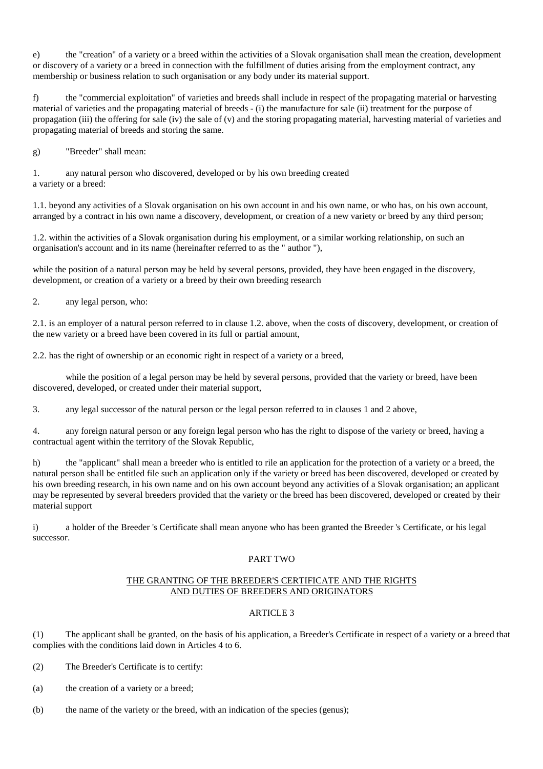e) the "creation" of a variety or a breed within the activities of a Slovak organisation shall mean the creation, development or discovery of a variety or a breed in connection with the fulfillment of duties arising from the employment contract, any membership or business relation to such organisation or any body under its material support.

f) the "commercial exploitation" of varieties and breeds shall include in respect of the propagating material or harvesting material of varieties and the propagating material of breeds - (i) the manufacture for sale (ii) treatment for the purpose of propagation (iii) the offering for sale (iv) the sale of (v) and the storing propagating material, harvesting material of varieties and propagating material of breeds and storing the same.

g) "Breeder" shall mean:

1. any natural person who discovered, developed or by his own breeding created a variety or a breed:

1.1. beyond any activities of a Slovak organisation on his own account in and his own name, or who has, on his own account, arranged by a contract in his own name a discovery, development, or creation of a new variety or breed by any third person;

1.2. within the activities of a Slovak organisation during his employment, or a similar working relationship, on such an organisation's account and in its name (hereinafter referred to as the " author "),

while the position of a natural person may be held by several persons, provided, they have been engaged in the discovery, development, or creation of a variety or a breed by their own breeding research

2. any legal person, who:

2.1. is an employer of a natural person referred to in clause 1.2. above, when the costs of discovery, development, or creation of the new variety or a breed have been covered in its full or partial amount,

2.2. has the right of ownership or an economic right in respect of a variety or a breed,

while the position of a legal person may be held by several persons, provided that the variety or breed, have been discovered, developed, or created under their material support,

3. any legal successor of the natural person or the legal person referred to in clauses 1 and 2 above,

4. any foreign natural person or any foreign legal person who has the right to dispose of the variety or breed, having a contractual agent within the territory of the Slovak Republic,

h) the "applicant" shall mean a breeder who is entitled to rile an application for the protection of a variety or a breed, the natural person shall be entitled file such an application only if the variety or breed has been discovered, developed or created by his own breeding research, in his own name and on his own account beyond any activities of a Slovak organisation; an applicant may be represented by several breeders provided that the variety or the breed has been discovered, developed or created by their material support

i) a holder of the Breeder 's Certificate shall mean anyone who has been granted the Breeder 's Certificate, or his legal successor.

## PART TWO

## THE GRANTING OF THE BREEDER'S CERTIFICATE AND THE RIGHTS AND DUTIES OF BREEDERS AND ORIGINATORS

### ARTICLE 3

(1) The applicant shall be granted, on the basis of his application, a Breeder's Certificate in respect of a variety or a breed that complies with the conditions laid down in Articles 4 to 6.

(2) The Breeder's Certificate is to certify:

(a) the creation of a variety or a breed;

(b) the name of the variety or the breed, with an indication of the species (genus);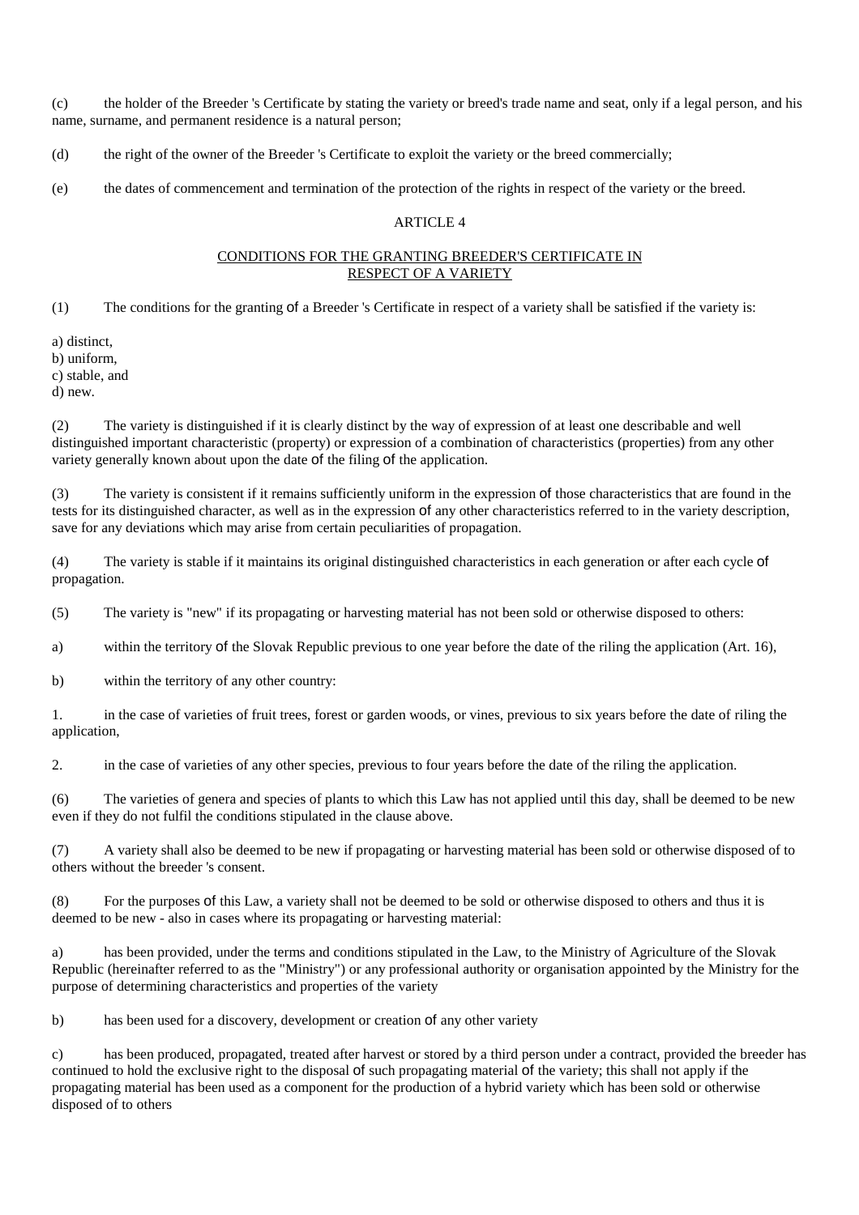(c) the holder of the Breeder 's Certificate by stating the variety or breed's trade name and seat, only if a legal person, and his name, surname, and permanent residence is a natural person;

(d) the right of the owner of the Breeder 's Certificate to exploit the variety or the breed commercially;

(e) the dates of commencement and termination of the protection of the rights in respect of the variety or the breed.

## ARTICLE 4

### CONDITIONS FOR THE GRANTING BREEDER'S CERTIFICATE IN RESPECT OF A VARIETY

(1) The conditions for the granting of a Breeder 's Certificate in respect of a variety shall be satisfied if the variety is:

a) distinct,
b) uniform,
c) stable, and
d) new.

(2) The variety is distinguished if it is clearly distinct by the way of expression of at least one describable and well distinguished important characteristic (property) or expression of a combination of characteristics (properties) from any other variety generally known about upon the date of the filing of the application.

(3) The variety is consistent if it remains sufficiently uniform in the expression of those characteristics that are found in the tests for its distinguished character, as well as in the expression of any other characteristics referred to in the variety description, save for any deviations which may arise from certain peculiarities of propagation.

(4) The variety is stable if it maintains its original distinguished characteristics in each generation or after each cycle of propagation.

(5) The variety is "new" if its propagating or harvesting material has not been sold or otherwise disposed to others:

a) within the territory of the Slovak Republic previous to one year before the date of the riling the application (Art. 16),

b) within the territory of any other country:

1. in the case of varieties of fruit trees, forest or garden woods, or vines, previous to six years before the date of riling the application,

2. in the case of varieties of any other species, previous to four years before the date of the riling the application.

(6) The varieties of genera and species of plants to which this Law has not applied until this day, shall be deemed to be new even if they do not fulfil the conditions stipulated in the clause above.

(7) A variety shall also be deemed to be new if propagating or harvesting material has been sold or otherwise disposed of to others without the breeder 's consent.

(8) For the purposes of this Law, a variety shall not be deemed to be sold or otherwise disposed to others and thus it is deemed to be new - also in cases where its propagating or harvesting material:

a) has been provided, under the terms and conditions stipulated in the Law, to the Ministry of Agriculture of the Slovak Republic (hereinafter referred to as the "Ministry") or any professional authority or organisation appointed by the Ministry for the purpose of determining characteristics and properties of the variety

b) has been used for a discovery, development or creation of any other variety

c) has been produced, propagated, treated after harvest or stored by a third person under a contract, provided the breeder has continued to hold the exclusive right to the disposal of such propagating material of the variety; this shall not apply if the propagating material has been used as a component for the production of a hybrid variety which has been sold or otherwise disposed of to others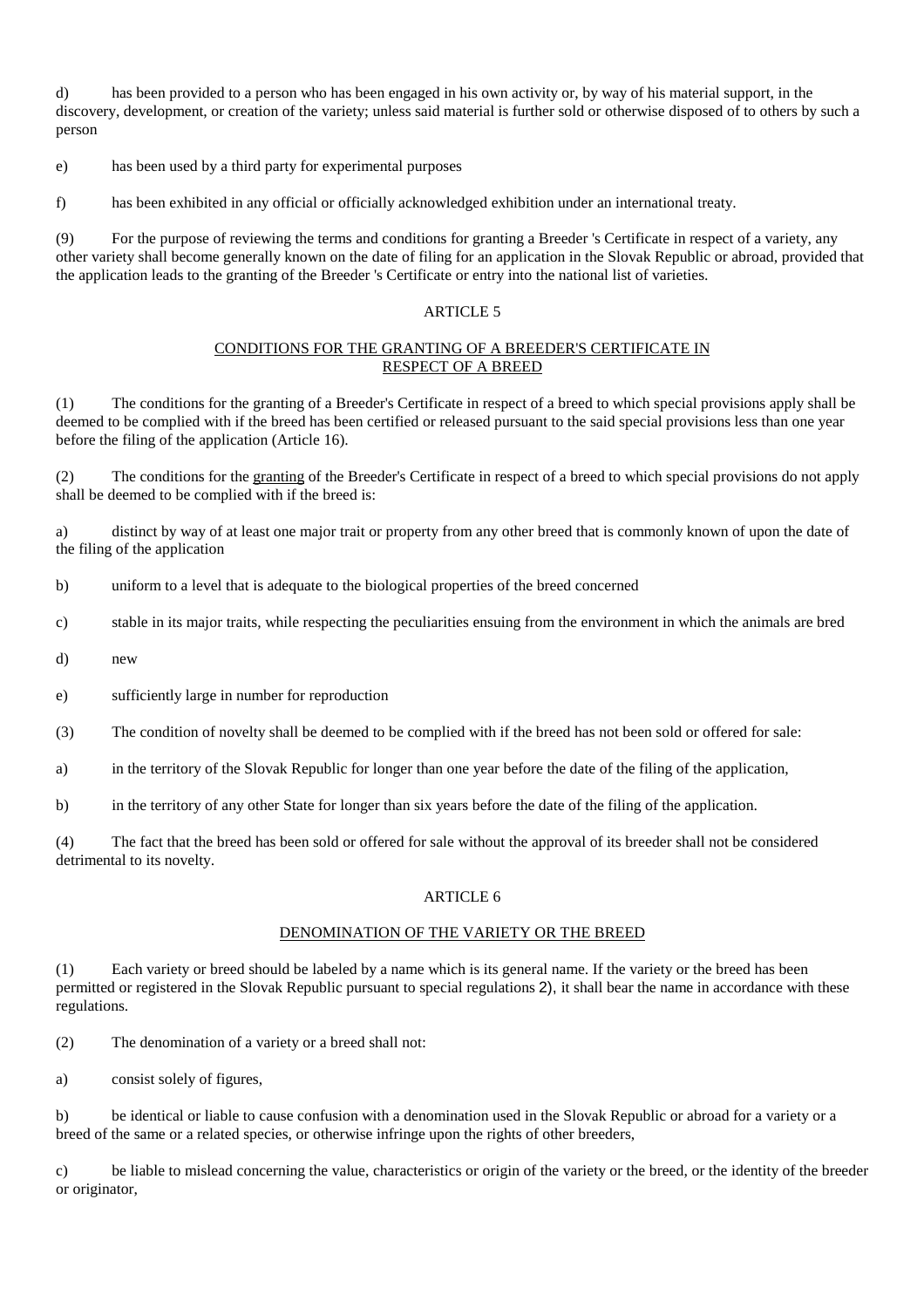d) has been provided to a person who has been engaged in his own activity or, by way of his material support, in the discovery, development, or creation of the variety; unless said material is further sold or otherwise disposed of to others by such a person

e) has been used by a third party for experimental purposes

f) has been exhibited in any official or officially acknowledged exhibition under an international treaty.

(9) For the purpose of reviewing the terms and conditions for granting a Breeder 's Certificate in respect of a variety, any other variety shall become generally known on the date of filing for an application in the Slovak Republic or abroad, provided that the application leads to the granting of the Breeder 's Certificate or entry into the national list of varieties.

## ARTICLE 5

### CONDITIONS FOR THE GRANTING OF A BREEDER'S CERTIFICATE IN RESPECT OF A BREED

(1) The conditions for the granting of a Breeder's Certificate in respect of a breed to which special provisions apply shall be deemed to be complied with if the breed has been certified or released pursuant to the said special provisions less than one year before the filing of the application (Article 16).

(2) The conditions for the granting of the Breeder's Certificate in respect of a breed to which special provisions do not apply shall be deemed to be complied with if the breed is:

a) distinct by way of at least one major trait or property from any other breed that is commonly known of upon the date of the filing of the application

b) uniform to a level that is adequate to the biological properties of the breed concerned

c) stable in its major traits, while respecting the peculiarities ensuing from the environment in which the animals are bred

d) new

e) sufficiently large in number for reproduction

(3) The condition of novelty shall be deemed to be complied with if the breed has not been sold or offered for sale:

a) in the territory of the Slovak Republic for longer than one year before the date of the filing of the application,

b) in the territory of any other State for longer than six years before the date of the filing of the application.

(4) The fact that the breed has been sold or offered for sale without the approval of its breeder shall not be considered detrimental to its novelty.

## ARTICLE 6

### DENOMINATION OF THE VARIETY OR THE BREED

(1) Each variety or breed should be labeled by a name which is its general name. If the variety or the breed has been permitted or registered in the Slovak Republic pursuant to special regulations 2), it shall bear the name in accordance with these regulations.

(2) The denomination of a variety or a breed shall not:

a) consist solely of figures,

b) be identical or liable to cause confusion with a denomination used in the Slovak Republic or abroad for a variety or a breed of the same or a related species, or otherwise infringe upon the rights of other breeders,

c) be liable to mislead concerning the value, characteristics or origin of the variety or the breed, or the identity of the breeder or originator,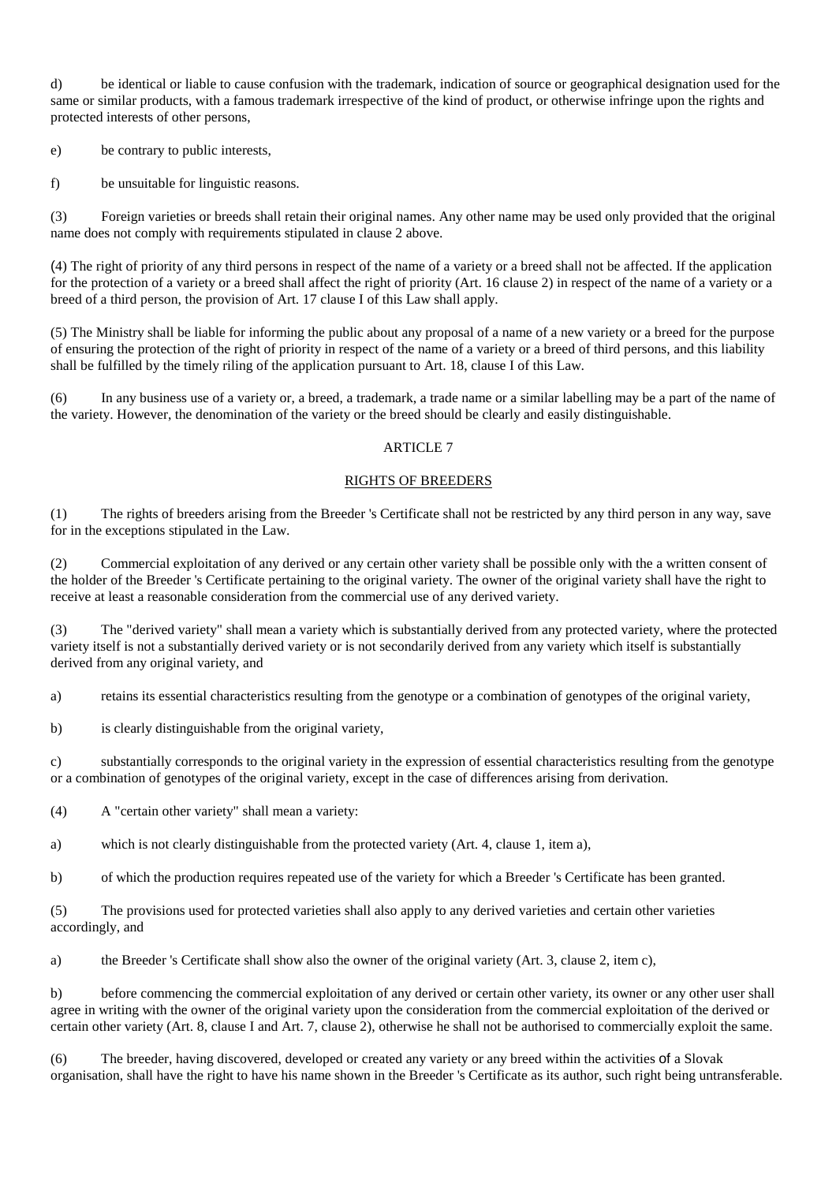d) be identical or liable to cause confusion with the trademark, indication of source or geographical designation used for the same or similar products, with a famous trademark irrespective of the kind of product, or otherwise infringe upon the rights and protected interests of other persons,

e) be contrary to public interests,

f) be unsuitable for linguistic reasons.

(3) Foreign varieties or breeds shall retain their original names. Any other name may be used only provided that the original name does not comply with requirements stipulated in clause 2 above.

(4) The right of priority of any third persons in respect of the name of a variety or a breed shall not be affected. If the application for the protection of a variety or a breed shall affect the right of priority (Art. 16 clause 2) in respect of the name of a variety or a breed of a third person, the provision of Art. 17 clause I of this Law shall apply.

(5) The Ministry shall be liable for informing the public about any proposal of a name of a new variety or a breed for the purpose of ensuring the protection of the right of priority in respect of the name of a variety or a breed of third persons, and this liability shall be fulfilled by the timely riling of the application pursuant to Art. 18, clause I of this Law.

(6) In any business use of a variety or, a breed, a trademark, a trade name or a similar labelling may be a part of the name of the variety. However, the denomination of the variety or the breed should be clearly and easily distinguishable.

## ARTICLE 7

## RIGHTS OF BREEDERS

(1) The rights of breeders arising from the Breeder 's Certificate shall not be restricted by any third person in any way, save for in the exceptions stipulated in the Law.

(2) Commercial exploitation of any derived or any certain other variety shall be possible only with the a written consent of the holder of the Breeder 's Certificate pertaining to the original variety. The owner of the original variety shall have the right to receive at least a reasonable consideration from the commercial use of any derived variety.

(3) The "derived variety" shall mean a variety which is substantially derived from any protected variety, where the protected variety itself is not a substantially derived variety or is not secondarily derived from any variety which itself is substantially derived from any original variety, and

a) retains its essential characteristics resulting from the genotype or a combination of genotypes of the original variety,

b) is clearly distinguishable from the original variety,

c) substantially corresponds to the original variety in the expression of essential characteristics resulting from the genotype or a combination of genotypes of the original variety, except in the case of differences arising from derivation.

(4) A "certain other variety" shall mean a variety:

a) which is not clearly distinguishable from the protected variety (Art. 4, clause 1, item a),

b) of which the production requires repeated use of the variety for which a Breeder 's Certificate has been granted.

(5) The provisions used for protected varieties shall also apply to any derived varieties and certain other varieties accordingly, and

a) the Breeder 's Certificate shall show also the owner of the original variety (Art. 3, clause 2, item c),

b) before commencing the commercial exploitation of any derived or certain other variety, its owner or any other user shall agree in writing with the owner of the original variety upon the consideration from the commercial exploitation of the derived or certain other variety (Art. 8, clause I and Art. 7, clause 2), otherwise he shall not be authorised to commercially exploit the same.

(6) The breeder, having discovered, developed or created any variety or any breed within the activities of a Slovak organisation, shall have the right to have his name shown in the Breeder 's Certificate as its author, such right being untransferable.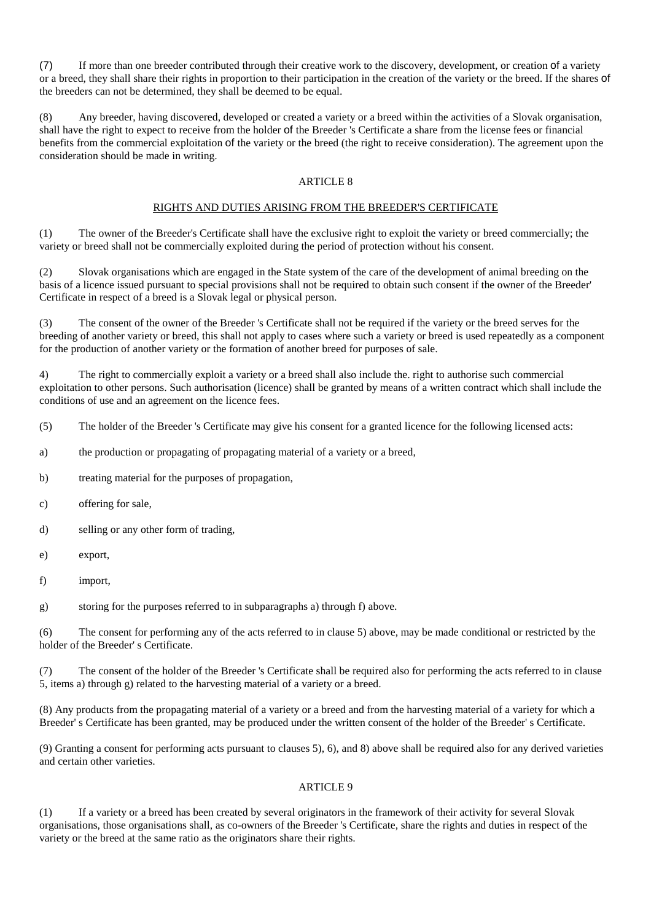(7) If more than one breeder contributed through their creative work to the discovery, development, or creation of a variety or a breed, they shall share their rights in proportion to their participation in the creation of the variety or the breed. If the shares of the breeders can not be determined, they shall be deemed to be equal.

(8) Any breeder, having discovered, developed or created a variety or a breed within the activities of a Slovak organisation, shall have the right to expect to receive from the holder of the Breeder 's Certificate a share from the license fees or financial benefits from the commercial exploitation of the variety or the breed (the right to receive consideration). The agreement upon the consideration should be made in writing.

## ARTICLE 8

### RIGHTS AND DUTIES ARISING FROM THE BREEDER'S CERTIFICATE

(1) The owner of the Breeder's Certificate shall have the exclusive right to exploit the variety or breed commercially; the variety or breed shall not be commercially exploited during the period of protection without his consent.

(2) Slovak organisations which are engaged in the State system of the care of the development of animal breeding on the basis of a licence issued pursuant to special provisions shall not be required to obtain such consent if the owner of the Breeder' Certificate in respect of a breed is a Slovak legal or physical person.

(3) The consent of the owner of the Breeder 's Certificate shall not be required if the variety or the breed serves for the breeding of another variety or breed, this shall not apply to cases where such a variety or breed is used repeatedly as a component for the production of another variety or the formation of another breed for purposes of sale.

4) The right to commercially exploit a variety or a breed shall also include the. right to authorise such commercial exploitation to other persons. Such authorisation (licence) shall be granted by means of a written contract which shall include the conditions of use and an agreement on the licence fees.

(5) The holder of the Breeder 's Certificate may give his consent for a granted licence for the following licensed acts:

a) the production or propagating of propagating material of a variety or a breed,

b) treating material for the purposes of propagation,

c) offering for sale,

d) selling or any other form of trading,

e) export,

f) import,

g) storing for the purposes referred to in subparagraphs a) through f) above.

(6) The consent for performing any of the acts referred to in clause 5) above, may be made conditional or restricted by the holder of the Breeder' s Certificate.

(7) The consent of the holder of the Breeder 's Certificate shall be required also for performing the acts referred to in clause 5, items a) through g) related to the harvesting material of a variety or a breed.

(8) Any products from the propagating material of a variety or a breed and from the harvesting material of a variety for which a Breeder' s Certificate has been granted, may be produced under the written consent of the holder of the Breeder' s Certificate.

(9) Granting a consent for performing acts pursuant to clauses 5), 6), and 8) above shall be required also for any derived varieties and certain other varieties.

## ARTICLE 9

(1) If a variety or a breed has been created by several originators in the framework of their activity for several Slovak organisations, those organisations shall, as co-owners of the Breeder 's Certificate, share the rights and duties in respect of the variety or the breed at the same ratio as the originators share their rights.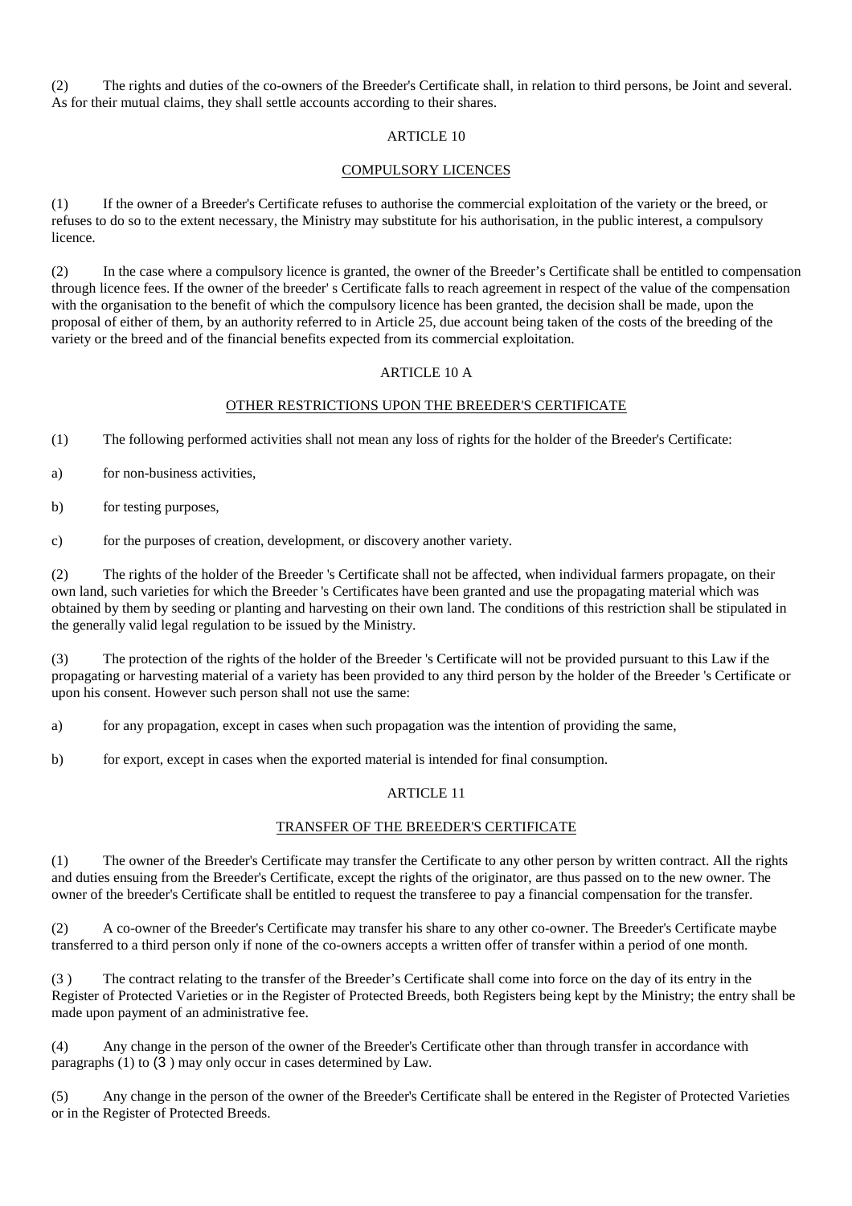(2) The rights and duties of the co-owners of the Breeder's Certificate shall, in relation to third persons, be Joint and several. As for their mutual claims, they shall settle accounts according to their shares.

## ARTICLE 10

### COMPULSORY LICENCES

(1) If the owner of a Breeder's Certificate refuses to authorise the commercial exploitation of the variety or the breed, or refuses to do so to the extent necessary, the Ministry may substitute for his authorisation, in the public interest, a compulsory licence.

(2) In the case where a compulsory licence is granted, the owner of the Breeder’s Certificate shall be entitled to compensation through licence fees. If the owner of the breeder' s Certificate falls to reach agreement in respect of the value of the compensation with the organisation to the benefit of which the compulsory licence has been granted, the decision shall be made, upon the proposal of either of them, by an authority referred to in Article 25, due account being taken of the costs of the breeding of the variety or the breed and of the financial benefits expected from its commercial exploitation.

## ARTICLE 10 A

### OTHER RESTRICTIONS UPON THE BREEDER'S CERTIFICATE

(1) The following performed activities shall not mean any loss of rights for the holder of the Breeder's Certificate:

a) for non-business activities,

b) for testing purposes,

c) for the purposes of creation, development, or discovery another variety.

(2) The rights of the holder of the Breeder 's Certificate shall not be affected, when individual farmers propagate, on their own land, such varieties for which the Breeder 's Certificates have been granted and use the propagating material which was obtained by them by seeding or planting and harvesting on their own land. The conditions of this restriction shall be stipulated in the generally valid legal regulation to be issued by the Ministry.

(3) The protection of the rights of the holder of the Breeder 's Certificate will not be provided pursuant to this Law if the propagating or harvesting material of a variety has been provided to any third person by the holder of the Breeder 's Certificate or upon his consent. However such person shall not use the same:

a) for any propagation, except in cases when such propagation was the intention of providing the same,

b) for export, except in cases when the exported material is intended for final consumption.

## ARTICLE 11

### TRANSFER OF THE BREEDER'S CERTIFICATE

(1) The owner of the Breeder's Certificate may transfer the Certificate to any other person by written contract. All the rights and duties ensuing from the Breeder's Certificate, except the rights of the originator, are thus passed on to the new owner. The owner of the breeder's Certificate shall be entitled to request the transferee to pay a financial compensation for the transfer.

(2) A co-owner of the Breeder's Certificate may transfer his share to any other co-owner. The Breeder's Certificate maybe transferred to a third person only if none of the co-owners accepts a written offer of transfer within a period of one month.

(3 ) The contract relating to the transfer of the Breeder’s Certificate shall come into force on the day of its entry in the Register of Protected Varieties or in the Register of Protected Breeds, both Registers being kept by the Ministry; the entry shall be made upon payment of an administrative fee.

(4) Any change in the person of the owner of the Breeder's Certificate other than through transfer in accordance with paragraphs (1) to (3 ) may only occur in cases determined by Law.

(5) Any change in the person of the owner of the Breeder's Certificate shall be entered in the Register of Protected Varieties or in the Register of Protected Breeds.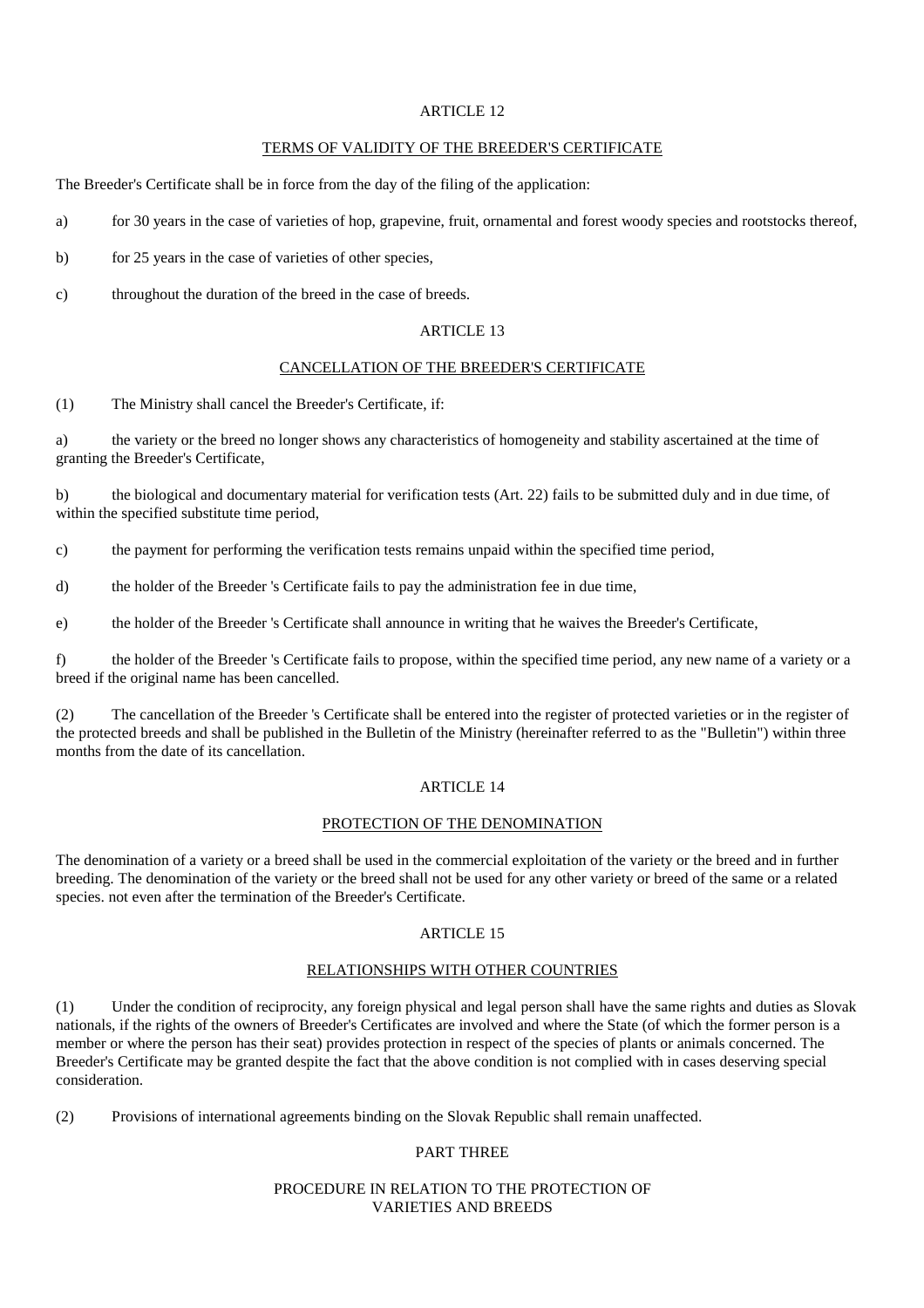## ARTICLE 12

### TERMS OF VALIDITY OF THE BREEDER'S CERTIFICATE

The Breeder's Certificate shall be in force from the day of the filing of the application:

a) for 30 years in the case of varieties of hop, grapevine, fruit, ornamental and forest woody species and rootstocks thereof,

b) for 25 years in the case of varieties of other species,

c) throughout the duration of the breed in the case of breeds.

## ARTICLE 13

### CANCELLATION OF THE BREEDER'S CERTIFICATE

(1) The Ministry shall cancel the Breeder's Certificate, if:

a) the variety or the breed no longer shows any characteristics of homogeneity and stability ascertained at the time of granting the Breeder's Certificate,

b) the biological and documentary material for verification tests (Art. 22) fails to be submitted duly and in due time, of within the specified substitute time period,

c) the payment for performing the verification tests remains unpaid within the specified time period,

d) the holder of the Breeder 's Certificate fails to pay the administration fee in due time,

e) the holder of the Breeder 's Certificate shall announce in writing that he waives the Breeder's Certificate,

f) the holder of the Breeder 's Certificate fails to propose, within the specified time period, any new name of a variety or a breed if the original name has been cancelled.

(2) The cancellation of the Breeder 's Certificate shall be entered into the register of protected varieties or in the register of the protected breeds and shall be published in the Bulletin of the Ministry (hereinafter referred to as the "Bulletin") within three months from the date of its cancellation.

## ARTICLE 14

### PROTECTION OF THE DENOMINATION

The denomination of a variety or a breed shall be used in the commercial exploitation of the variety or the breed and in further breeding. The denomination of the variety or the breed shall not be used for any other variety or breed of the same or a related species. not even after the termination of the Breeder's Certificate.

## ARTICLE 15

### RELATIONSHIPS WITH OTHER COUNTRIES

(1) Under the condition of reciprocity, any foreign physical and legal person shall have the same rights and duties as Slovak nationals, if the rights of the owners of Breeder's Certificates are involved and where the State (of which the former person is a member or where the person has their seat) provides protection in respect of the species of plants or animals concerned. The Breeder's Certificate may be granted despite the fact that the above condition is not complied with in cases deserving special consideration.

(2) Provisions of international agreements binding on the Slovak Republic shall remain unaffected.

# PART THREE

## PROCEDURE IN RELATION TO THE PROTECTION OF VARIETIES AND BREEDS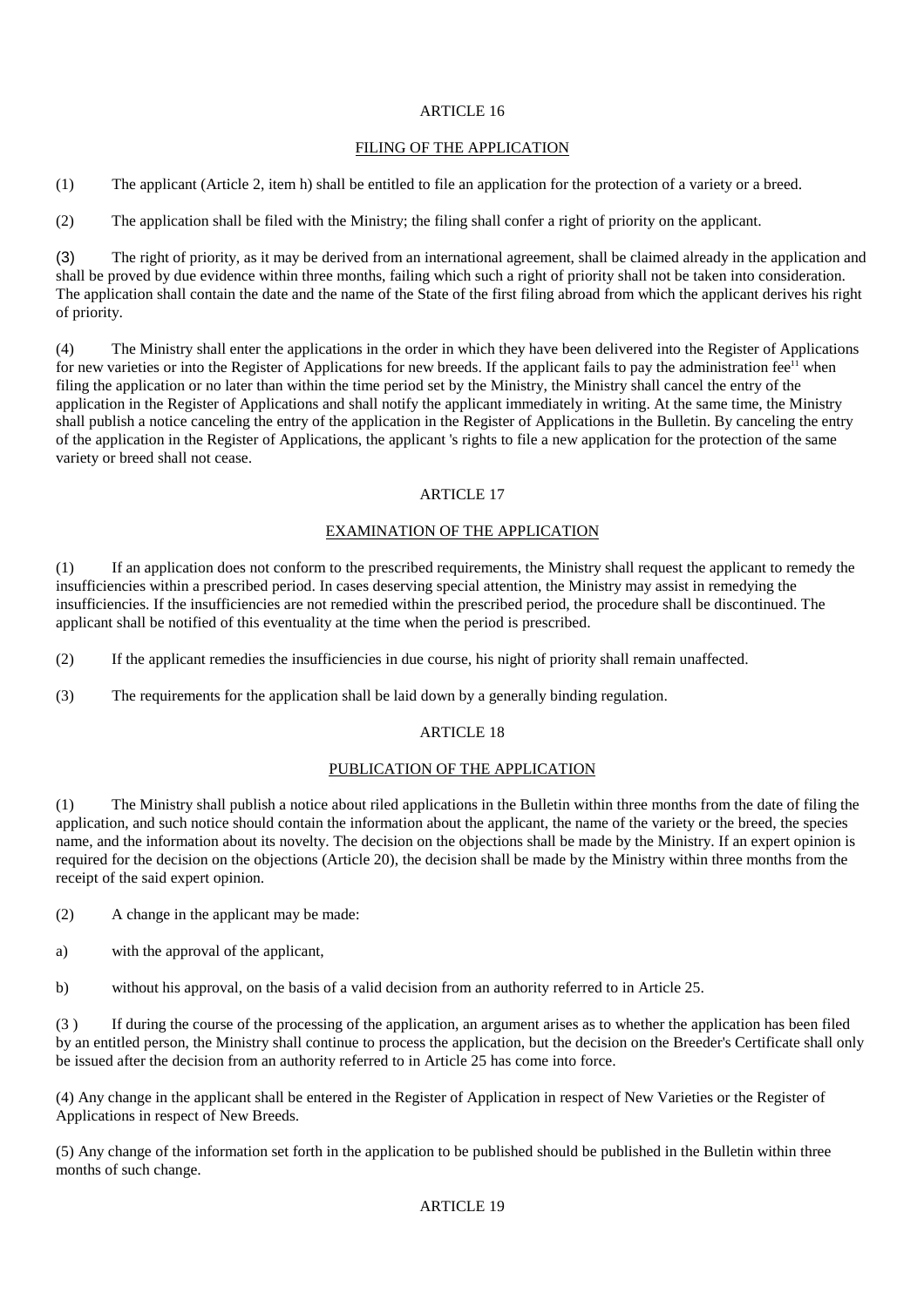ARTICLE 16

FILING OF THE APPLICATION

(1) The applicant (Article 2, item h) shall be entitled to file an application for the protection of a variety or a breed.

(2) The application shall be filed with the Ministry; the filing shall confer a right of priority on the applicant.

(3) The right of priority, as it may be derived from an international agreement, shall be claimed already in the application and shall be proved by due evidence within three months, failing which such a right of priority shall not be taken into consideration. The application shall contain the date and the name of the State of the first filing abroad from which the applicant derives his right of priority.

(4) The Ministry shall enter the applications in the order in which they have been delivered into the Register of Applications for new varieties or into the Register of Applications for new breeds. If the applicant fails to pay the administration fee[11] when filing the application or no later than within the time period set by the Ministry, the Ministry shall cancel the entry of the application in the Register of Applications and shall notify the applicant immediately in writing. At the same time, the Ministry shall publish a notice canceling the entry of the application in the Register of Applications in the Bulletin. By canceling the entry of the application in the Register of Applications, the applicant 's rights to file a new application for the protection of the same variety or breed shall not cease.

ARTICLE 17

EXAMINATION OF THE APPLICATION

(1) If an application does not conform to the prescribed requirements, the Ministry shall request the applicant to remedy the insufficiencies within a prescribed period. In cases deserving special attention, the Ministry may assist in remedying the insufficiencies. If the insufficiencies are not remedied within the prescribed period, the procedure shall be discontinued. The applicant shall be notified of this eventuality at the time when the period is prescribed.

(2) If the applicant remedies the insufficiencies in due course, his night of priority shall remain unaffected.

(3) The requirements for the application shall be laid down by a generally binding regulation.

ARTICLE 18

PUBLICATION OF THE APPLICATION

(1) The Ministry shall publish a notice about riled applications in the Bulletin within three months from the date of filing the application, and such notice should contain the information about the applicant, the name of the variety or the breed, the species name, and the information about its novelty. The decision on the objections shall be made by the Ministry. If an expert opinion is required for the decision on the objections (Article 20), the decision shall be made by the Ministry within three months from the receipt of the said expert opinion.

(2) A change in the applicant may be made:

a) with the approval of the applicant,

b) without his approval, on the basis of a valid decision from an authority referred to in Article 25.

(3 ) If during the course of the processing of the application, an argument arises as to whether the application has been filed by an entitled person, the Ministry shall continue to process the application, but the decision on the Breeder's Certificate shall only be issued after the decision from an authority referred to in Article 25 has come into force.

(4) Any change in the applicant shall be entered in the Register of Application in respect of New Varieties or the Register of Applications in respect of New Breeds.

(5) Any change of the information set forth in the application to be published should be published in the Bulletin within three months of such change.

ARTICLE 19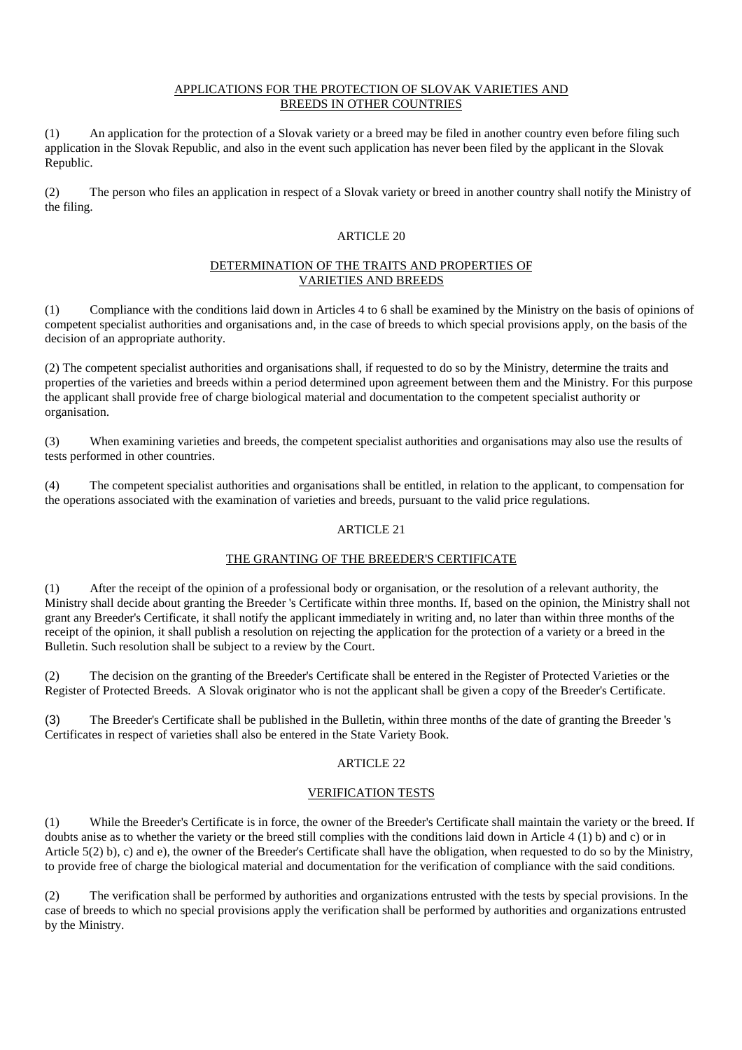## APPLICATIONS FOR THE PROTECTION OF SLOVAK VARIETIES AND BREEDS IN OTHER COUNTRIES

(1) An application for the protection of a Slovak variety or a breed may be filed in another country even before filing such application in the Slovak Republic, and also in the event such application has never been filed by the applicant in the Slovak Republic.

(2) The person who files an application in respect of a Slovak variety or breed in another country shall notify the Ministry of the filing.

## ARTICLE 20

### DETERMINATION OF THE TRAITS AND PROPERTIES OF VARIETIES AND BREEDS

(1) Compliance with the conditions laid down in Articles 4 to 6 shall be examined by the Ministry on the basis of opinions of competent specialist authorities and organisations and, in the case of breeds to which special provisions apply, on the basis of the decision of an appropriate authority.

(2) The competent specialist authorities and organisations shall, if requested to do so by the Ministry, determine the traits and properties of the varieties and breeds within a period determined upon agreement between them and the Ministry. For this purpose the applicant shall provide free of charge biological material and documentation to the competent specialist authority or organisation.

(3) When examining varieties and breeds, the competent specialist authorities and organisations may also use the results of tests performed in other countries.

(4) The competent specialist authorities and organisations shall be entitled, in relation to the applicant, to compensation for the operations associated with the examination of varieties and breeds, pursuant to the valid price regulations.

## ARTICLE 21

### THE GRANTING OF THE BREEDER'S CERTIFICATE

(1) After the receipt of the opinion of a professional body or organisation, or the resolution of a relevant authority, the Ministry shall decide about granting the Breeder 's Certificate within three months. If, based on the opinion, the Ministry shall not grant any Breeder's Certificate, it shall notify the applicant immediately in writing and, no later than within three months of the receipt of the opinion, it shall publish a resolution on rejecting the application for the protection of a variety or a breed in the Bulletin. Such resolution shall be subject to a review by the Court.

(2) The decision on the granting of the Breeder's Certificate shall be entered in the Register of Protected Varieties or the Register of Protected Breeds. A Slovak originator who is not the applicant shall be given a copy of the Breeder's Certificate.

(3) The Breeder's Certificate shall be published in the Bulletin, within three months of the date of granting the Breeder 's Certificates in respect of varieties shall also be entered in the State Variety Book.

## ARTICLE 22

### VERIFICATION TESTS

(1) While the Breeder's Certificate is in force, the owner of the Breeder's Certificate shall maintain the variety or the breed. If doubts anise as to whether the variety or the breed still complies with the conditions laid down in Article 4 (1) b) and c) or in Article 5(2) b), c) and e), the owner of the Breeder's Certificate shall have the obligation, when requested to do so by the Ministry, to provide free of charge the biological material and documentation for the verification of compliance with the said conditions.

(2) The verification shall be performed by authorities and organizations entrusted with the tests by special provisions. In the case of breeds to which no special provisions apply the verification shall be performed by authorities and organizations entrusted by the Ministry.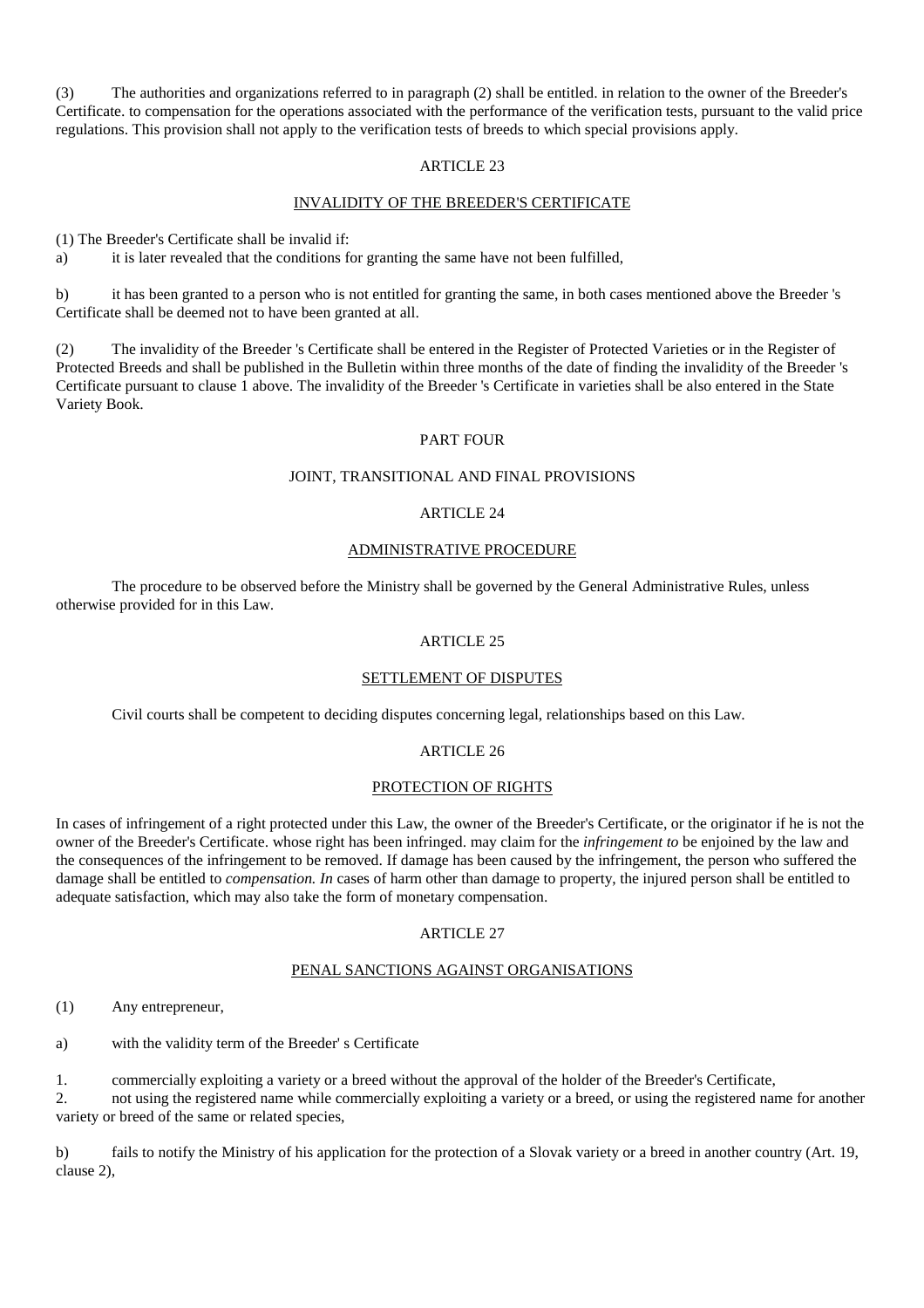(3) The authorities and organizations referred to in paragraph (2) shall be entitled. in relation to the owner of the Breeder's Certificate. to compensation for the operations associated with the performance of the verification tests, pursuant to the valid price regulations. This provision shall not apply to the verification tests of breeds to which special provisions apply.

ARTICLE 23

INVALIDITY OF THE BREEDER'S CERTIFICATE

(1) The Breeder's Certificate shall be invalid if:

a) it is later revealed that the conditions for granting the same have not been fulfilled,

b) it has been granted to a person who is not entitled for granting the same, in both cases mentioned above the Breeder 's Certificate shall be deemed not to have been granted at all.

(2) The invalidity of the Breeder 's Certificate shall be entered in the Register of Protected Varieties or in the Register of Protected Breeds and shall be published in the Bulletin within three months of the date of finding the invalidity of the Breeder 's Certificate pursuant to clause 1 above. The invalidity of the Breeder 's Certificate in varieties shall be also entered in the State Variety Book.

PART FOUR

JOINT, TRANSITIONAL AND FINAL PROVISIONS

ARTICLE 24

ADMINISTRATIVE PROCEDURE

The procedure to be observed before the Ministry shall be governed by the General Administrative Rules, unless otherwise provided for in this Law.

ARTICLE 25

SETTLEMENT OF DISPUTES

Civil courts shall be competent to deciding disputes concerning legal, relationships based on this Law.

ARTICLE 26

PROTECTION OF RIGHTS

In cases of infringement of a right protected under this Law, the owner of the Breeder's Certificate, or the originator if he is not the owner of the Breeder's Certificate. whose right has been infringed. may claim for the *infringement to* be enjoined by the law and the consequences of the infringement to be removed. If damage has been caused by the infringement, the person who suffered the damage shall be entitled to *compensation. In* cases of harm other than damage to property, the injured person shall be entitled to adequate satisfaction, which may also take the form of monetary compensation.

ARTICLE 27

PENAL SANCTIONS AGAINST ORGANISATIONS

(1) Any entrepreneur,

a) with the validity term of the Breeder' s Certificate

1. commercially exploiting a variety or a breed without the approval of the holder of the Breeder's Certificate,
2. not using the registered name while commercially exploiting a variety or a breed, or using the registered name for another variety or breed of the same or related species,

b) fails to notify the Ministry of his application for the protection of a Slovak variety or a breed in another country (Art. 19, clause 2),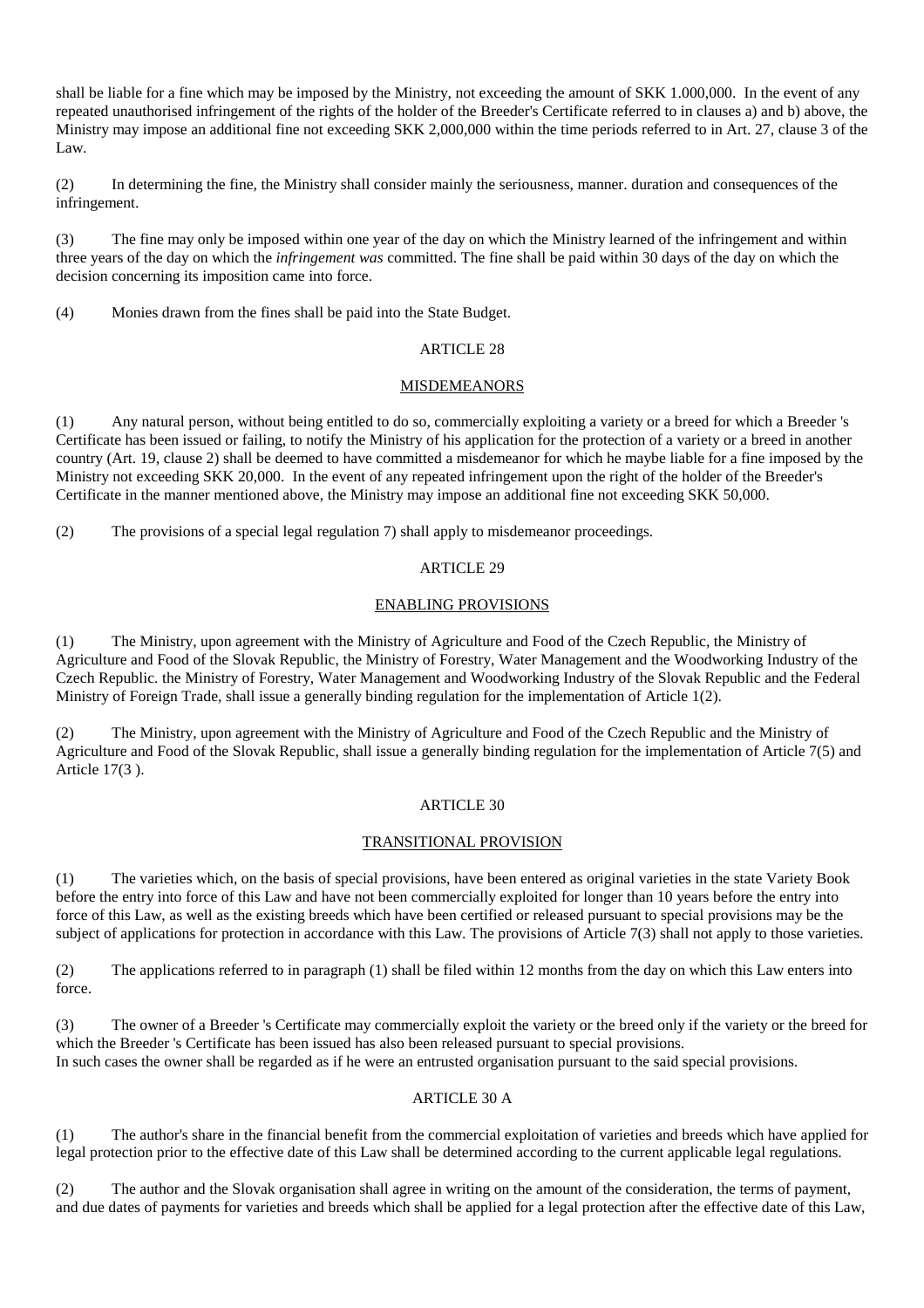shall be liable for a fine which may be imposed by the Ministry, not exceeding the amount of SKK 1.000,000. In the event of any repeated unauthorised infringement of the rights of the holder of the Breeder's Certificate referred to in clauses a) and b) above, the Ministry may impose an additional fine not exceeding SKK 2,000,000 within the time periods referred to in Art. 27, clause 3 of the Law.

(2) In determining the fine, the Ministry shall consider mainly the seriousness, manner. duration and consequences of the infringement.

(3) The fine may only be imposed within one year of the day on which the Ministry learned of the infringement and within three years of the day on which the *infringement was* committed. The fine shall be paid within 30 days of the day on which the decision concerning its imposition came into force.

(4) Monies drawn from the fines shall be paid into the State Budget.

## ARTICLE 28

### MISDEMEANORS

(1) Any natural person, without being entitled to do so, commercially exploiting a variety or a breed for which a Breeder 's Certificate has been issued or failing, to notify the Ministry of his application for the protection of a variety or a breed in another country (Art. 19, clause 2) shall be deemed to have committed a misdemeanor for which he maybe liable for a fine imposed by the Ministry not exceeding SKK 20,000. In the event of any repeated infringement upon the right of the holder of the Breeder's Certificate in the manner mentioned above, the Ministry may impose an additional fine not exceeding SKK 50,000.

(2) The provisions of a special legal regulation 7) shall apply to misdemeanor proceedings.

## ARTICLE 29

### ENABLING PROVISIONS

(1) The Ministry, upon agreement with the Ministry of Agriculture and Food of the Czech Republic, the Ministry of Agriculture and Food of the Slovak Republic, the Ministry of Forestry, Water Management and the Woodworking Industry of the Czech Republic. the Ministry of Forestry, Water Management and Woodworking Industry of the Slovak Republic and the Federal Ministry of Foreign Trade, shall issue a generally binding regulation for the implementation of Article 1(2).

(2) The Ministry, upon agreement with the Ministry of Agriculture and Food of the Czech Republic and the Ministry of Agriculture and Food of the Slovak Republic, shall issue a generally binding regulation for the implementation of Article 7(5) and Article 17(3 ).

## ARTICLE 30

### TRANSITIONAL PROVISION

(1) The varieties which, on the basis of special provisions, have been entered as original varieties in the state Variety Book before the entry into force of this Law and have not been commercially exploited for longer than 10 years before the entry into force of this Law, as well as the existing breeds which have been certified or released pursuant to special provisions may be the subject of applications for protection in accordance with this Law. The provisions of Article 7(3) shall not apply to those varieties.

(2) The applications referred to in paragraph (1) shall be filed within 12 months from the day on which this Law enters into force.

(3) The owner of a Breeder 's Certificate may commercially exploit the variety or the breed only if the variety or the breed for which the Breeder 's Certificate has been issued has also been released pursuant to special provisions.
In such cases the owner shall be regarded as if he were an entrusted organisation pursuant to the said special provisions.

## ARTICLE 30 A

(1) The author's share in the financial benefit from the commercial exploitation of varieties and breeds which have applied for legal protection prior to the effective date of this Law shall be determined according to the current applicable legal regulations.

(2) The author and the Slovak organisation shall agree in writing on the amount of the consideration, the terms of payment, and due dates of payments for varieties and breeds which shall be applied for a legal protection after the effective date of this Law,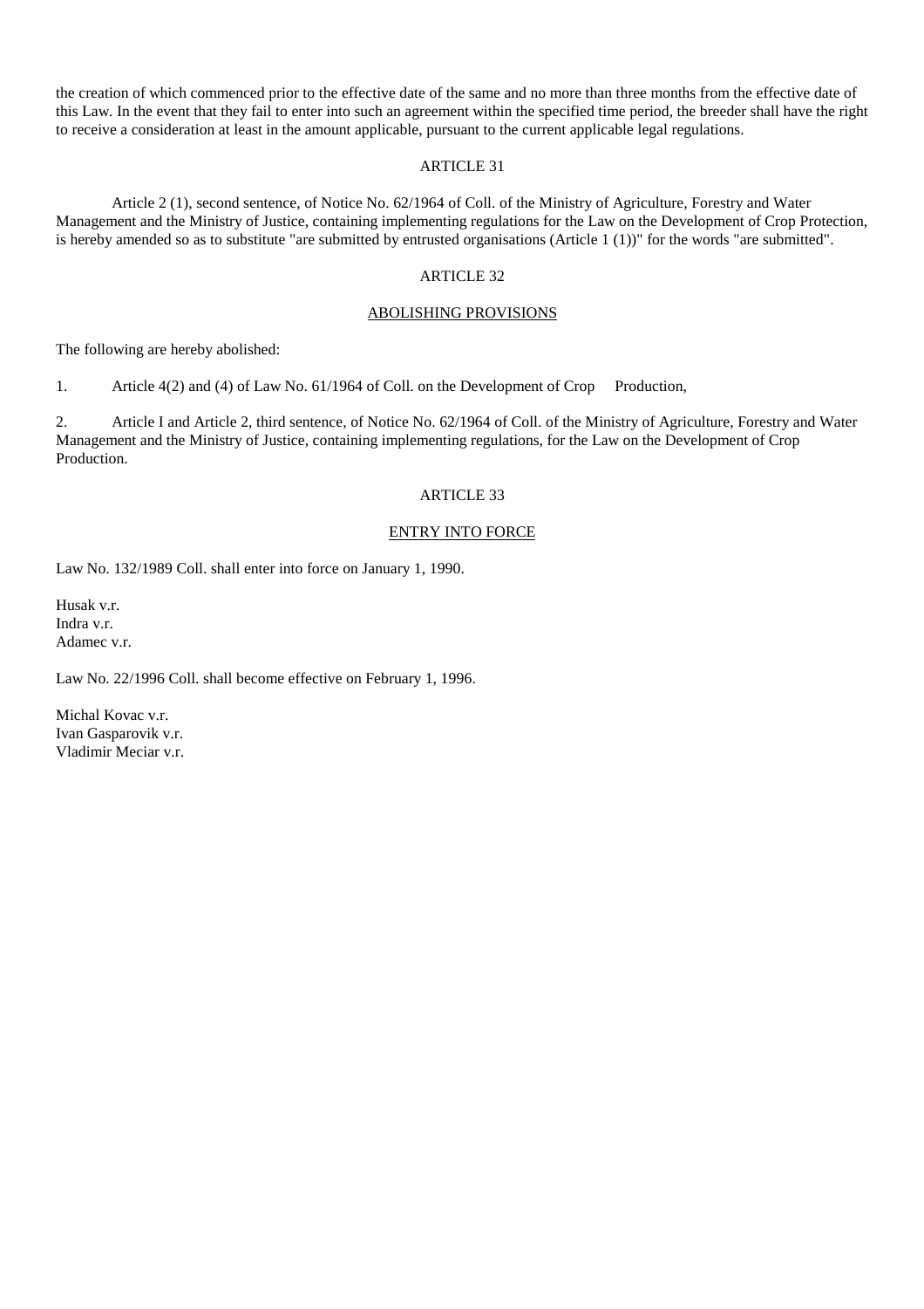the creation of which commenced prior to the effective date of the same and no more than three months from the effective date of this Law. In the event that they fail to enter into such an agreement within the specified time period, the breeder shall have the right to receive a consideration at least in the amount applicable, pursuant to the current applicable legal regulations.

ARTICLE 31

Article 2 (1), second sentence, of Notice No. 62/1964 of Coll. of the Ministry of Agriculture, Forestry and Water Management and the Ministry of Justice, containing implementing regulations for the Law on the Development of Crop Protection, is hereby amended so as to substitute "are submitted by entrusted organisations (Article 1 (1))" for the words "are submitted".

ARTICLE 32

ABOLISHING PROVISIONS

The following are hereby abolished:

1. Article 4(2) and (4) of Law No. 61/1964 of Coll. on the Development of Crop Production,

2. Article I and Article 2, third sentence, of Notice No. 62/1964 of Coll. of the Ministry of Agriculture, Forestry and Water Management and the Ministry of Justice, containing implementing regulations, for the Law on the Development of Crop Production.

ARTICLE 33

ENTRY INTO FORCE

Law No. 132/1989 Coll. shall enter into force on January 1, 1990.

Husak v.r.
Indra v.r.
Adamec v.r.

Law No. 22/1996 Coll. shall become effective on February 1, 1996.

Michal Kovac v.r.
Ivan Gasparovik v.r.
Vladimir Meciar v.r.